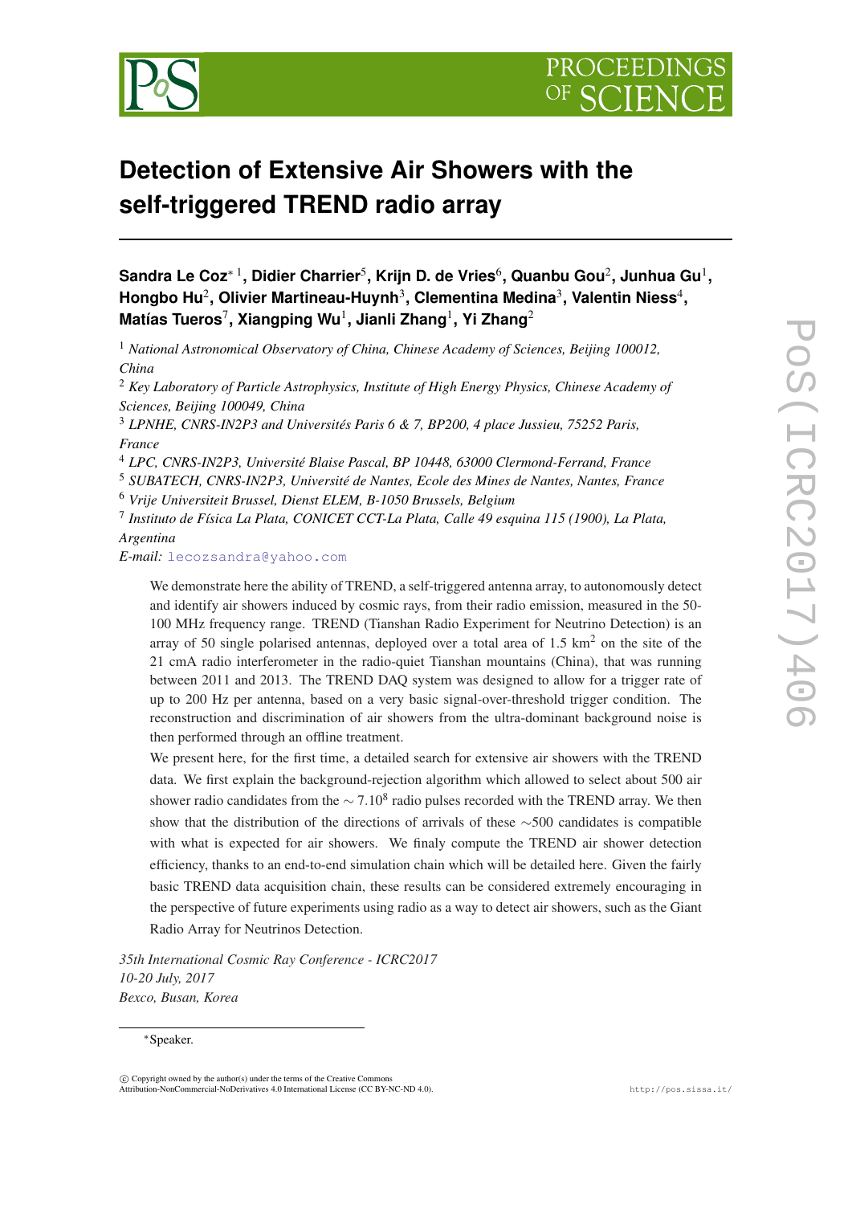# Detection of Extensive Air Showers with the self-triggered TREND radio array

**Sandra Le Coz*[1], Didier Charrier[5], Krijn D. de Vries[6], Quanbu Gou[2], Junhua Gu[1], Hongbo Hu[2], Olivier Martineau-Huynh[3], Clementina Medina[3], Valentin Niess[4], Matías Tueros[7], Xiangping Wu[1], Jianli Zhang[1], Yi Zhang[2]**

[1] *National Astronomical Observatory of China, Chinese Academy of Sciences, Beijing 100012, China*

[2] *Key Laboratory of Particle Astrophysics, Institute of High Energy Physics, Chinese Academy of Sciences, Beijing 100049, China*

[3] *LPNHE, CNRS-IN2P3 and Universités Paris 6 & 7, BP200, 4 place Jussieu, 75252 Paris, France*

[4] *LPC, CNRS-IN2P3, Université Blaise Pascal, BP 10448, 63000 Clermond-Ferrand, France*

[5] *SUBATECH, CNRS-IN2P3, Université de Nantes, Ecole des Mines de Nantes, Nantes, France*

[6] *Vrije Universiteit Brussel, Dienst ELEM, B-1050 Brussels, Belgium*

[7] *Instituto de Física La Plata, CONICET CCT-La Plata, Calle 49 esquina 115 (1900), La Plata, Argentina*

*E-mail:* lecozsandra@yahoo.com

We demonstrate here the ability of TREND, a self-triggered antenna array, to autonomously detect and identify air showers induced by cosmic rays, from their radio emission, measured in the 50-100 MHz frequency range. TREND (Tianshan Radio Experiment for Neutrino Detection) is an array of 50 single polarised antennas, deployed over a total area of 1.5 km$^2$ on the site of the 21 cmA radio interferometer in the radio-quiet Tianshan mountains (China), that was running between 2011 and 2013. The TREND DAQ system was designed to allow for a trigger rate of up to 200 Hz per antenna, based on a very basic signal-over-threshold trigger condition. The reconstruction and discrimination of air showers from the ultra-dominant background noise is then performed through an offline treatment.

We present here, for the first time, a detailed search for extensive air showers with the TREND data. We first explain the background-rejection algorithm which allowed to select about 500 air shower radio candidates from the $\sim 7.10^8$ radio pulses recorded with the TREND array. We then show that the distribution of the directions of arrivals of these $\sim$500 candidates is compatible with what is expected for air showers. We finaly compute the TREND air shower detection efficiency, thanks to an end-to-end simulation chain which will be detailed here. Given the fairly basic TREND data acquisition chain, these results can be considered extremely encouraging in the perspective of future experiments using radio as a way to detect air showers, such as the Giant Radio Array for Neutrinos Detection.

*35th International Cosmic Ray Conference - ICRC2017*
*10-20 July, 2017*
*Bexco, Busan, Korea*

*Speaker.

© Copyright owned by the author(s) under the terms of the Creative Commons Attribution-NonCommercial-NoDerivatives 4.0 International License (CC BY-NC-ND 4.0).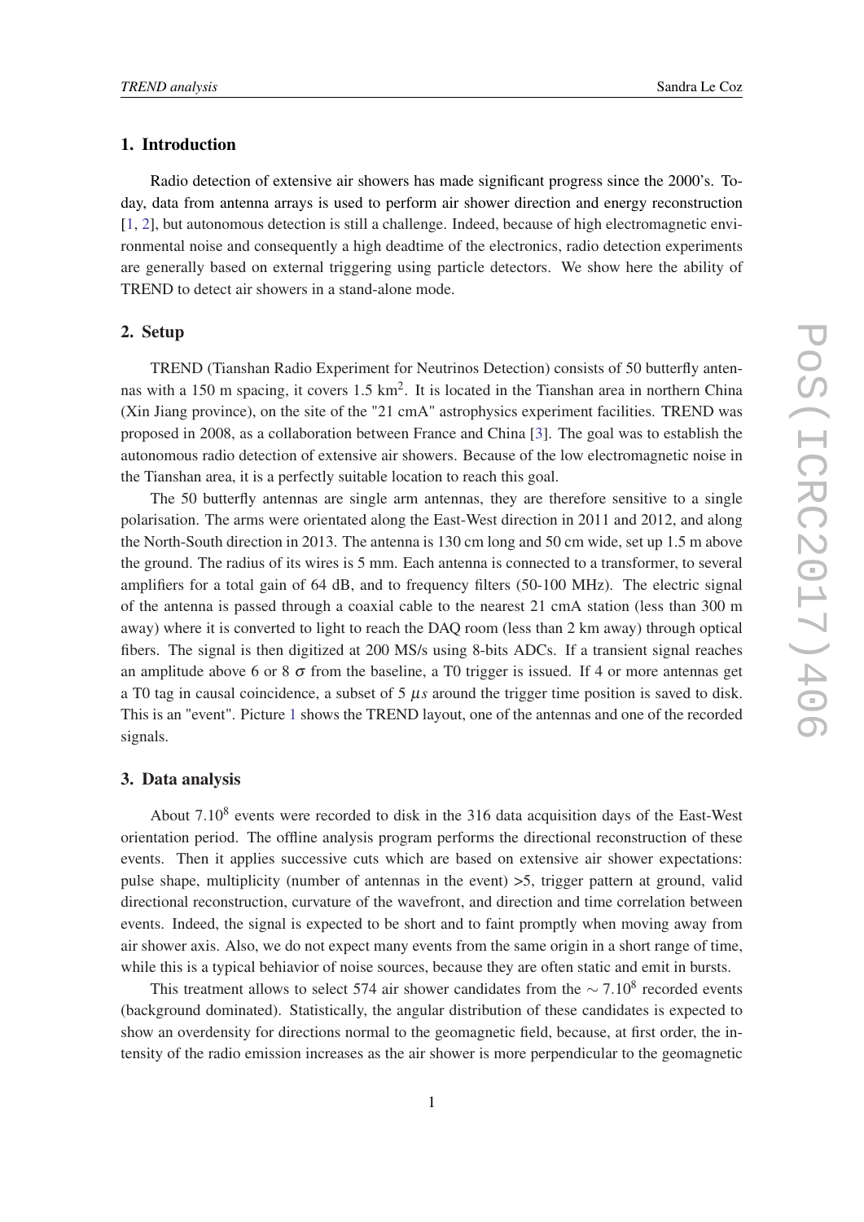## 1. Introduction

Radio detection of extensive air showers has made significant progress since the 2000's. Today, data from antenna arrays is used to perform air shower direction and energy reconstruction [1, 2], but autonomous detection is still a challenge. Indeed, because of high electromagnetic environmental noise and consequently a high deadtime of the electronics, radio detection experiments are generally based on external triggering using particle detectors. We show here the ability of TREND to detect air showers in a stand-alone mode.

## 2. Setup

TREND (Tianshan Radio Experiment for Neutrinos Detection) consists of 50 butterfly antennas with a 150 m spacing, it covers 1.5 km$^2$. It is located in the Tianshan area in northern China (Xin Jiang province), on the site of the "21 cmA" astrophysics experiment facilities. TREND was proposed in 2008, as a collaboration between France and China [3]. The goal was to establish the autonomous radio detection of extensive air showers. Because of the low electromagnetic noise in the Tianshan area, it is a perfectly suitable location to reach this goal.

The 50 butterfly antennas are single arm antennas, they are therefore sensitive to a single polarisation. The arms were orientated along the East-West direction in 2011 and 2012, and along the North-South direction in 2013. The antenna is 130 cm long and 50 cm wide, set up 1.5 m above the ground. The radius of its wires is 5 mm. Each antenna is connected to a transformer, to several amplifiers for a total gain of 64 dB, and to frequency filters (50-100 MHz). The electric signal of the antenna is passed through a coaxial cable to the nearest 21 cmA station (less than 300 m away) where it is converted to light to reach the DAQ room (less than 2 km away) through optical fibers. The signal is then digitized at 200 MS/s using 8-bits ADCs. If a transient signal reaches an amplitude above 6 or 8 $\sigma$ from the baseline, a T0 trigger is issued. If 4 or more antennas get a T0 tag in causal coincidence, a subset of 5 $\mu s$ around the trigger time position is saved to disk. This is an "event". Picture 1 shows the TREND layout, one of the antennas and one of the recorded signals.

## 3. Data analysis

About $7.10^8$ events were recorded to disk in the 316 data acquisition days of the East-West orientation period. The offline analysis program performs the directional reconstruction of these events. Then it applies successive cuts which are based on extensive air shower expectations: pulse shape, multiplicity (number of antennas in the event) >5, trigger pattern at ground, valid directional reconstruction, curvature of the wavefront, and direction and time correlation between events. Indeed, the signal is expected to be short and to faint promptly when moving away from air shower axis. Also, we do not expect many events from the same origin in a short range of time, while this is a typical behavior of noise sources, because they are often static and emit in bursts.

This treatment allows to select 574 air shower candidates from the $\sim 7.10^8$ recorded events (background dominated). Statistically, the angular distribution of these candidates is expected to show an overdensity for directions normal to the geomagnetic field, because, at first order, the intensity of the radio emission increases as the air shower is more perpendicular to the geomagnetic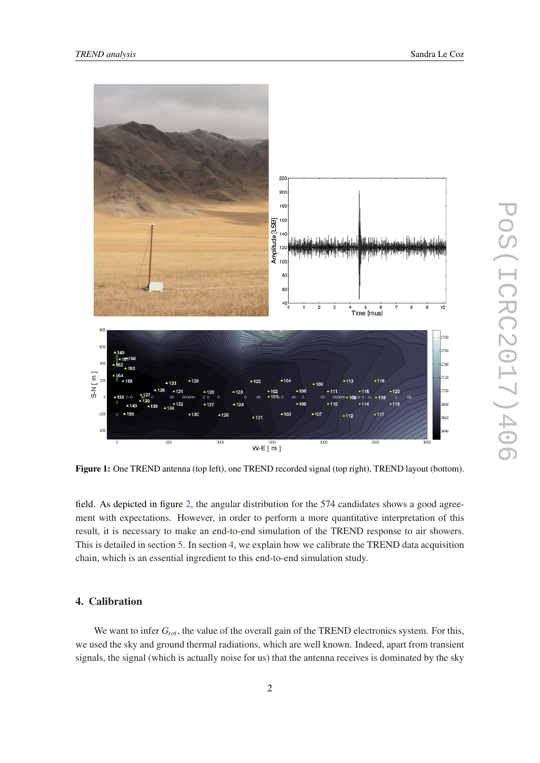**Figure 1:** One TREND antenna (top left), one TREND recorded signal (top right), TREND layout (bottom).

field. As depicted in figure 2, the angular distribution for the 574 candidates shows a good agreement with expectations. However, in order to perform a more quantitative interpretation of this result, it is necessary to make an end-to-end simulation of the TREND response to air showers. This is detailed in section 5. In section 4, we explain how we calibrate the TREND data acquisition chain, which is an essential ingredient to this end-to-end simulation study.

## 4. Calibration

We want to infer $G_{tot}$, the value of the overall gain of the TREND electronics system. For this, we used the sky and ground thermal radiations, which are well known. Indeed, apart from transient signals, the signal (which is actually noise for us) that the antenna receives is dominated by the sky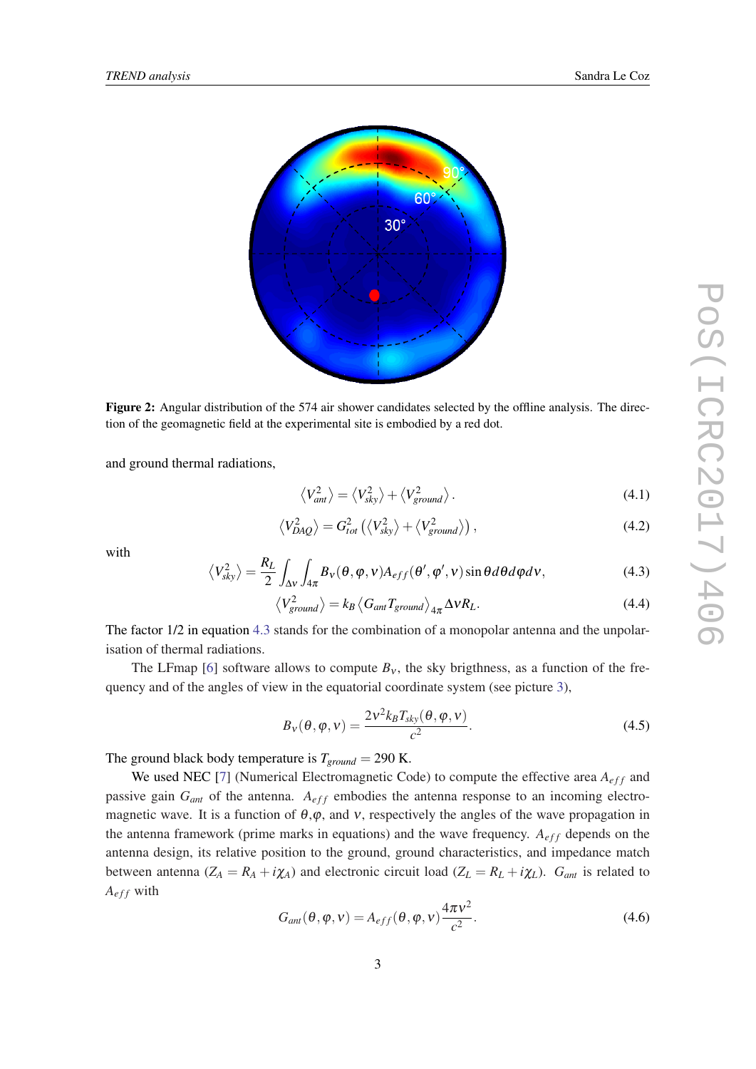**Figure 2:** Angular distribution of the 574 air shower candidates selected by the offline analysis. The direction of the geomagnetic field at the experimental site is embodied by a red dot.

and ground thermal radiations,

$$\left\langle V_{ant}^2 \right\rangle = \left\langle V_{sky}^2 \right\rangle + \left\langle V_{ground}^2 \right\rangle . \tag{4.1}$$

$$\left\langle V_{DAQ}^2 \right\rangle = G_{tot}^2 \left( \left\langle V_{sky}^2 \right\rangle + \left\langle V_{ground}^2 \right\rangle \right) , \tag{4.2}$$

with

$$\left\langle V_{sky}^2 \right\rangle = \frac{R_L}{2} \int_{\Delta\nu} \int_{4\pi} B_\nu(\theta,\varphi,\nu) A_{eff}(\theta',\varphi',\nu) \sin\theta d\theta d\varphi d\nu , \tag{4.3}$$

$$\left\langle V_{ground}^2 \right\rangle = k_B \left\langle G_{ant} T_{ground} \right\rangle_{4\pi} \Delta\nu R_L . \tag{4.4}$$

The factor 1/2 in equation 4.3 stands for the combination of a monopolar antenna and the unpolarisation of thermal radiations.

The LFmap [6] software allows to compute $B_\nu$, the sky brigthness, as a function of the frequency and of the angles of view in the equatorial coordinate system (see picture 3),

$$B_\nu(\theta,\varphi,\nu) = \frac{2\nu^2 k_B T_{sky}(\theta,\varphi,\nu)}{c^2} . \tag{4.5}$$

The ground black body temperature is $T_{ground} = 290$ K.

We used NEC [7] (Numerical Electromagnetic Code) to compute the effective area $A_{eff}$ and passive gain $G_{ant}$ of the antenna. $A_{eff}$ embodies the antenna response to an incoming electromagnetic wave. It is a function of $\theta$,$\varphi$, and $\nu$, respectively the angles of the wave propagation in the antenna framework (prime marks in equations) and the wave frequency. $A_{eff}$ depends on the antenna design, its relative position to the ground, ground characteristics, and impedance match between antenna ($Z_A = R_A + i\chi_A$) and electronic circuit load ($Z_L = R_L + i\chi_L$). $G_{ant}$ is related to $A_{eff}$ with

$$G_{ant}(\theta,\varphi,\nu) = A_{eff}(\theta,\varphi,\nu) \frac{4\pi\nu^2}{c^2} . \tag{4.6}$$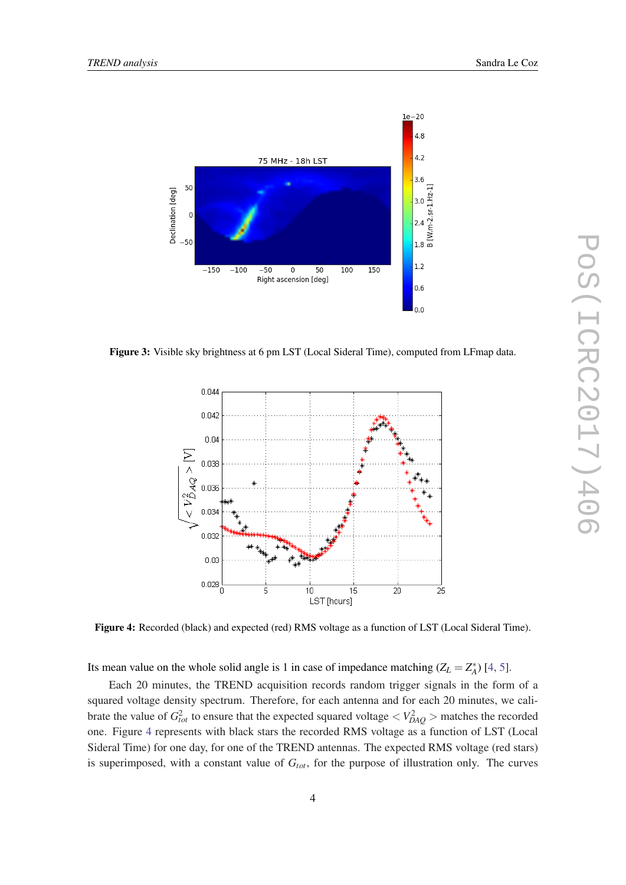Figure 3: Visible sky brightness at 6 pm LST (Local Sideral Time), computed from LFmap data.

Figure 4: Recorded (black) and expected (red) RMS voltage as a function of LST (Local Sideral Time).

Its mean value on the whole solid angle is 1 in case of impedance matching ($Z_L = Z_A^*$) [4, 5].

Each 20 minutes, the TREND acquisition records random trigger signals in the form of a squared voltage density spectrum. Therefore, for each antenna and for each 20 minutes, we calibrate the value of $G_{tot}^2$ to ensure that the expected squared voltage $< V_{DAQ}^2 >$ matches the recorded one. Figure 4 represents with black stars the recorded RMS voltage as a function of LST (Local Sideral Time) for one day, for one of the TREND antennas. The expected RMS voltage (red stars) is superimposed, with a constant value of $G_{tot}$, for the purpose of illustration only. The curves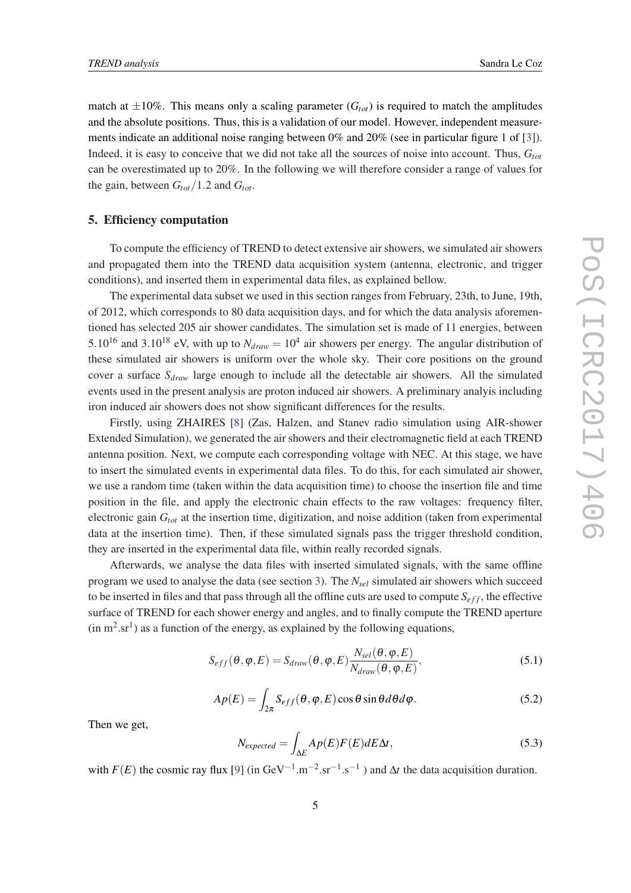match at $\pm10\%$. This means only a scaling parameter ($G_{tot}$) is required to match the amplitudes and the absolute positions. Thus, this is a validation of our model. However, independent measurements indicate an additional noise ranging between 0% and 20% (see in particular figure 1 of [3]). Indeed, it is easy to conceive that we did not take all the sources of noise into account. Thus, $G_{tot}$ can be overestimated up to 20%. In the following we will therefore consider a range of values for the gain, between $G_{tot}/1.2$ and $G_{tot}$.

## 5. Efficiency computation

To compute the efficiency of TREND to detect extensive air showers, we simulated air showers and propagated them into the TREND data acquisition system (antenna, electronic, and trigger conditions), and inserted them in experimental data files, as explained bellow.

The experimental data subset we used in this section ranges from February, 23th, to June, 19th, of 2012, which corresponds to 80 data acquisition days, and for which the data analysis aforementioned has selected 205 air shower candidates. The simulation set is made of 11 energies, between $5.10^{16}$ and $3.10^{18}$ eV, with up to $N_{draw} = 10^4$ air showers per energy. The angular distribution of these simulated air showers is uniform over the whole sky. Their core positions on the ground cover a surface $S_{draw}$ large enough to include all the detectable air showers. All the simulated events used in the present analysis are proton induced air showers. A preliminary analyis including iron induced air showers does not show significant differences for the results.

Firstly, using ZHAIRES [8] (Zas, Halzen, and Stanev radio simulation using AIR-shower Extended Simulation), we generated the air showers and their electromagnetic field at each TREND antenna position. Next, we compute each corresponding voltage with NEC. At this stage, we have to insert the simulated events in experimental data files. To do this, for each simulated air shower, we use a random time (taken within the data acquisition time) to choose the insertion file and time position in the file, and apply the electronic chain effects to the raw voltages: frequency filter, electronic gain $G_{tot}$ at the insertion time, digitization, and noise addition (taken from experimental data at the insertion time). Then, if these simulated signals pass the trigger threshold condition, they are inserted in the experimental data file, within really recorded signals.

Afterwards, we analyse the data files with inserted simulated signals, with the same offline program we used to analyse the data (see section 3). The $N_{sel}$ simulated air showers which succeed to be inserted in files and that pass through all the offline cuts are used to compute $S_{eff}$, the effective surface of TREND for each shower energy and angles, and to finally compute the TREND aperture (in $m^2.sr^1$) as a function of the energy, as explained by the following equations,

$$S_{eff}(\theta, \varphi, E) = S_{draw}(\theta, \varphi, E) \frac{N_{sel}(\theta, \varphi, E)}{N_{draw}(\theta, \varphi, E)}, \tag{5.1}$$

$$Ap(E) = \int_{2\pi} S_{eff}(\theta, \varphi, E) \cos\theta \sin\theta d\theta d\varphi. \tag{5.2}$$

Then we get,

$$N_{expected} = \int_{\Delta E} Ap(E) F(E) dE \Delta t, \tag{5.3}$$

with $F(E)$ the cosmic ray flux [9] (in $GeV^{-1}.m^{-2}.sr^{-1}.s^{-1}$ ) and $\Delta t$ the data acquisition duration.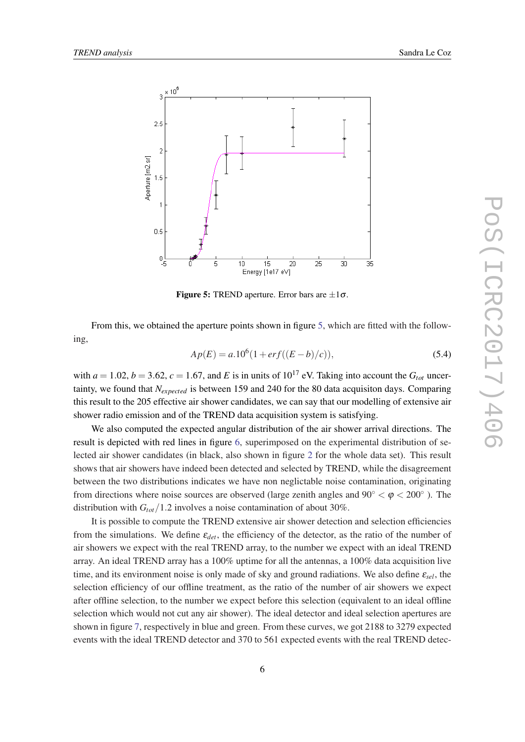**Figure 5:** TREND aperture. Error bars are $\pm 1\sigma$.

From this, we obtained the aperture points shown in figure 5, which are fitted with the following,

$$Ap(E) = a.10^6(1 + erf((E-b)/c)), \tag{5.4}$$

with $a = 1.02$, $b = 3.62$, $c = 1.67$, and $E$ is in units of $10^{17}$ eV. Taking into account the $G_{tot}$ uncertainty, we found that $N_{expected}$ is between 159 and 240 for the 80 data acquisiton days. Comparing this result to the 205 effective air shower candidates, we can say that our modelling of extensive air shower radio emission and of the TREND data acquisition system is satisfying.

We also computed the expected angular distribution of the air shower arrival directions. The result is depicted with red lines in figure 6, superimposed on the experimental distribution of selected air shower candidates (in black, also shown in figure 2 for the whole data set). This result shows that air showers have indeed been detected and selected by TREND, while the disagreement between the two distributions indicates we have non neglictable noise contamination, originating from directions where noise sources are observed (large zenith angles and $90^\circ < \varphi < 200^\circ$ ). The distribution with $G_{tot}/1.2$ involves a noise contamination of about 30%.

It is possible to compute the TREND extensive air shower detection and selection efficiencies from the simulations. We define $\varepsilon_{det}$, the efficiency of the detector, as the ratio of the number of air showers we expect with the real TREND array, to the number we expect with an ideal TREND array. An ideal TREND array has a 100% uptime for all the antennas, a 100% data acquisition live time, and its environment noise is only made of sky and ground radiations. We also define $\varepsilon_{sel}$, the selection efficiency of our offline treatment, as the ratio of the number of air showers we expect after offline selection, to the number we expect before this selection (equivalent to an ideal offline selection which would not cut any air shower). The ideal detector and ideal selection apertures are shown in figure 7, respectively in blue and green. From these curves, we got 2188 to 3279 expected events with the ideal TREND detector and 370 to 561 expected events with the real TREND detec-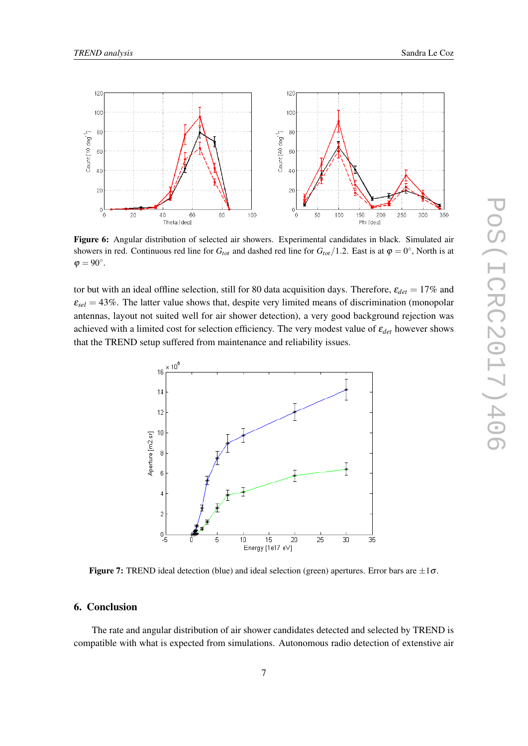**Figure 6:** Angular distribution of selected air showers. Experimental candidates in black. Simulated air showers in red. Continuous red line for $G_{tot}$ and dashed red line for $G_{tot}/1.2$. East is at $\varphi = 0°$, North is at $\varphi = 90°$.

tor but with an ideal offline selection, still for 80 data acquisition days. Therefore, $\varepsilon_{det} = 17\%$ and $\varepsilon_{sel} = 43\%$. The latter value shows that, despite very limited means of discrimination (monopolar antennas, layout not suited well for air shower detection), a very good background rejection was achieved with a limited cost for selection efficiency. The very modest value of $\varepsilon_{det}$ however shows that the TREND setup suffered from maintenance and reliability issues.

**Figure 7:** TREND ideal detection (blue) and ideal selection (green) apertures. Error bars are $\pm 1\sigma$.

## 6. Conclusion

The rate and angular distribution of air shower candidates detected and selected by TREND is compatible with what is expected from simulations. Autonomous radio detection of extenstive air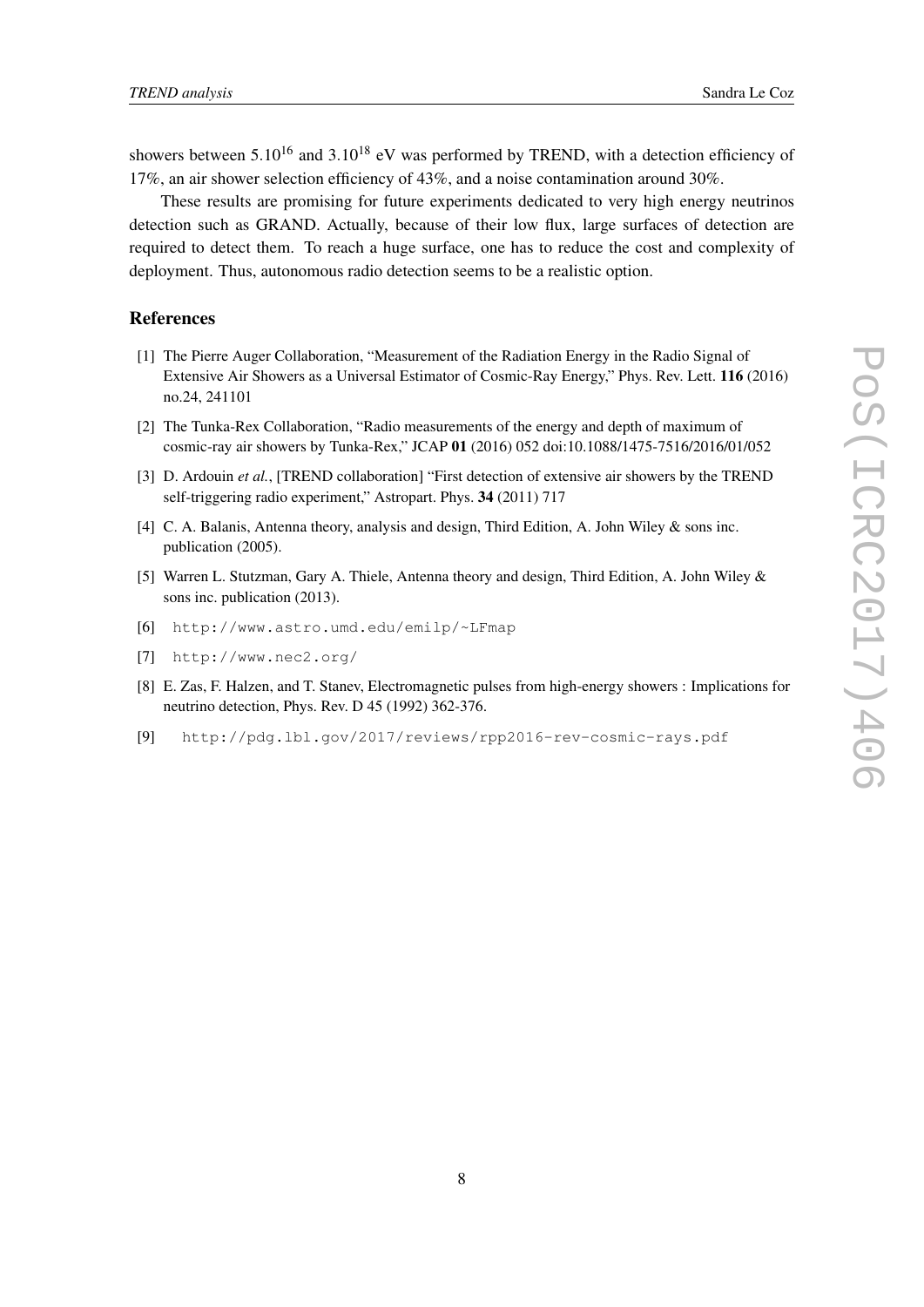showers between $5.10^{16}$ and $3.10^{18}$ eV was performed by TREND, with a detection efficiency of 17%, an air shower selection efficiency of 43%, and a noise contamination around 30%.

These results are promising for future experiments dedicated to very high energy neutrinos detection such as GRAND. Actually, because of their low flux, large surfaces of detection are required to detect them. To reach a huge surface, one has to reduce the cost and complexity of deployment. Thus, autonomous radio detection seems to be a realistic option.

## References

[1] The Pierre Auger Collaboration, "Measurement of the Radiation Energy in the Radio Signal of Extensive Air Showers as a Universal Estimator of Cosmic-Ray Energy," Phys. Rev. Lett. **116** (2016) no.24, 241101

[2] The Tunka-Rex Collaboration, "Radio measurements of the energy and depth of maximum of cosmic-ray air showers by Tunka-Rex," JCAP **01** (2016) 052 doi:10.1088/1475-7516/2016/01/052

[3] D. Ardouin *et al.*, [TREND collaboration] "First detection of extensive air showers by the TREND self-triggering radio experiment," Astropart. Phys. **34** (2011) 717

[4] C. A. Balanis, Antenna theory, analysis and design, Third Edition, A. John Wiley & sons inc. publication (2005).

[5] Warren L. Stutzman, Gary A. Thiele, Antenna theory and design, Third Edition, A. John Wiley & sons inc. publication (2013).

[6] http://www.astro.umd.edu/emilp/~LFmap

[7] http://www.nec2.org/

[8] E. Zas, F. Halzen, and T. Stanev, Electromagnetic pulses from high-energy showers : Implications for neutrino detection, Phys. Rev. D 45 (1992) 362-376.

[9] http://pdg.lbl.gov/2017/reviews/rpp2016-rev-cosmic-rays.pdf